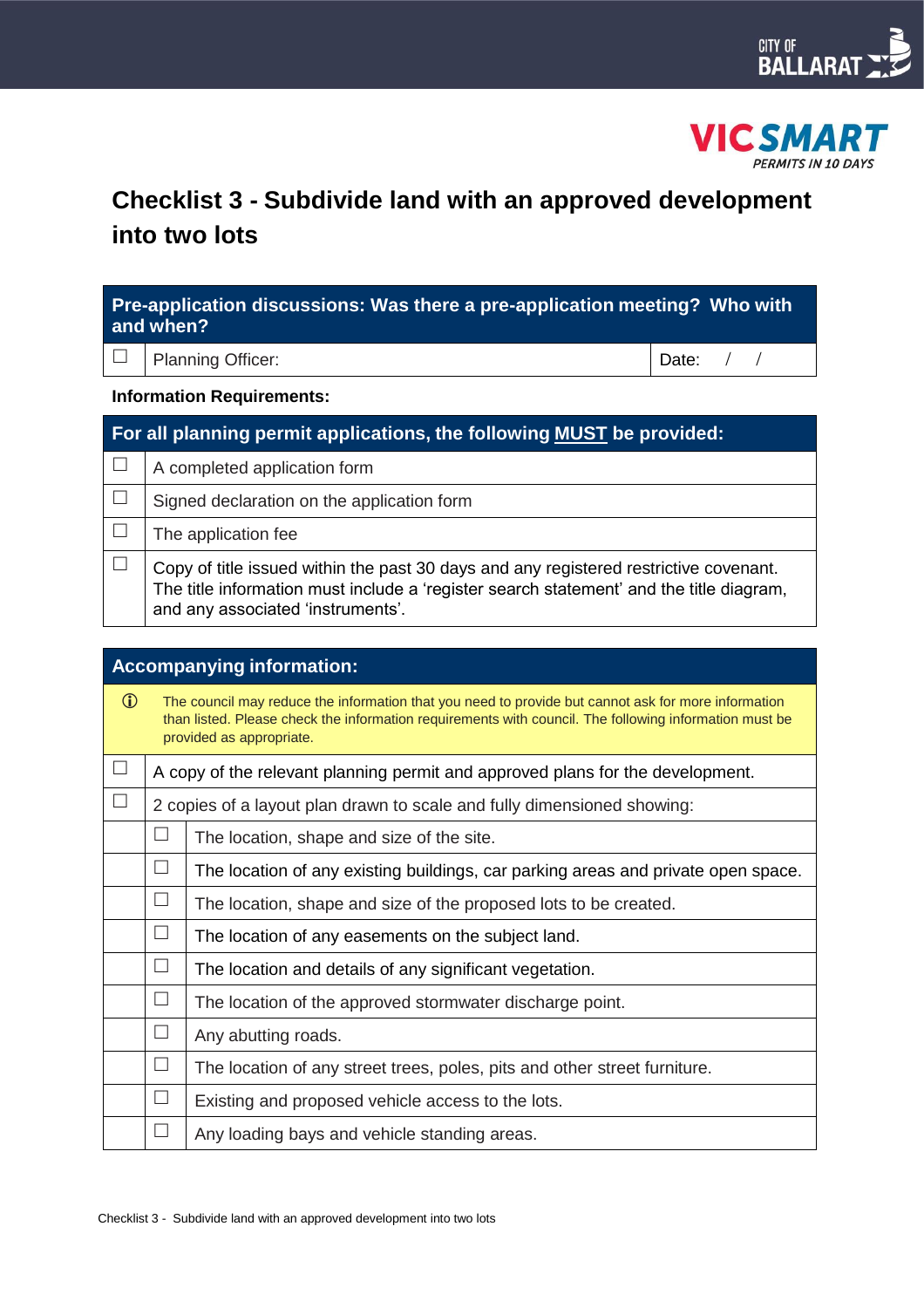# Checklist 3 - Subdivide land with an approved development into two lots

| | Pre-application discussions: Was there a pre-application meeting? Who with and when? | |
|---|---|---|
| ☐ | Planning Officer: | Date: / / |

**Information Requirements:**

| | For all planning permit applications, the following **MUST** be provided: |
|---|---|
| ☐ | A completed application form |
| ☐ | Signed declaration on the application form |
| ☐ | The application fee |
| ☐ | Copy of title issued within the past 30 days and any registered restrictive covenant. The title information must include a 'register search statement' and the title diagram, and any associated 'instruments'. |

| | | Accompanying information: |
|---|---|---|
| ⓘ | | The council may reduce the information that you need to provide but cannot ask for more information than listed. Please check the information requirements with council. The following information must be provided as appropriate. |
| ☐ | | A copy of the relevant planning permit and approved plans for the development. |
| ☐ | | 2 copies of a layout plan drawn to scale and fully dimensioned showing: |
| | ☐ | The location, shape and size of the site. |
| | ☐ | The location of any existing buildings, car parking areas and private open space. |
| | ☐ | The location, shape and size of the proposed lots to be created. |
| | ☐ | The location of any easements on the subject land. |
| | ☐ | The location and details of any significant vegetation. |
| | ☐ | The location of the approved stormwater discharge point. |
| | ☐ | Any abutting roads. |
| | ☐ | The location of any street trees, poles, pits and other street furniture. |
| | ☐ | Existing and proposed vehicle access to the lots. |
| | ☐ | Any loading bays and vehicle standing areas. |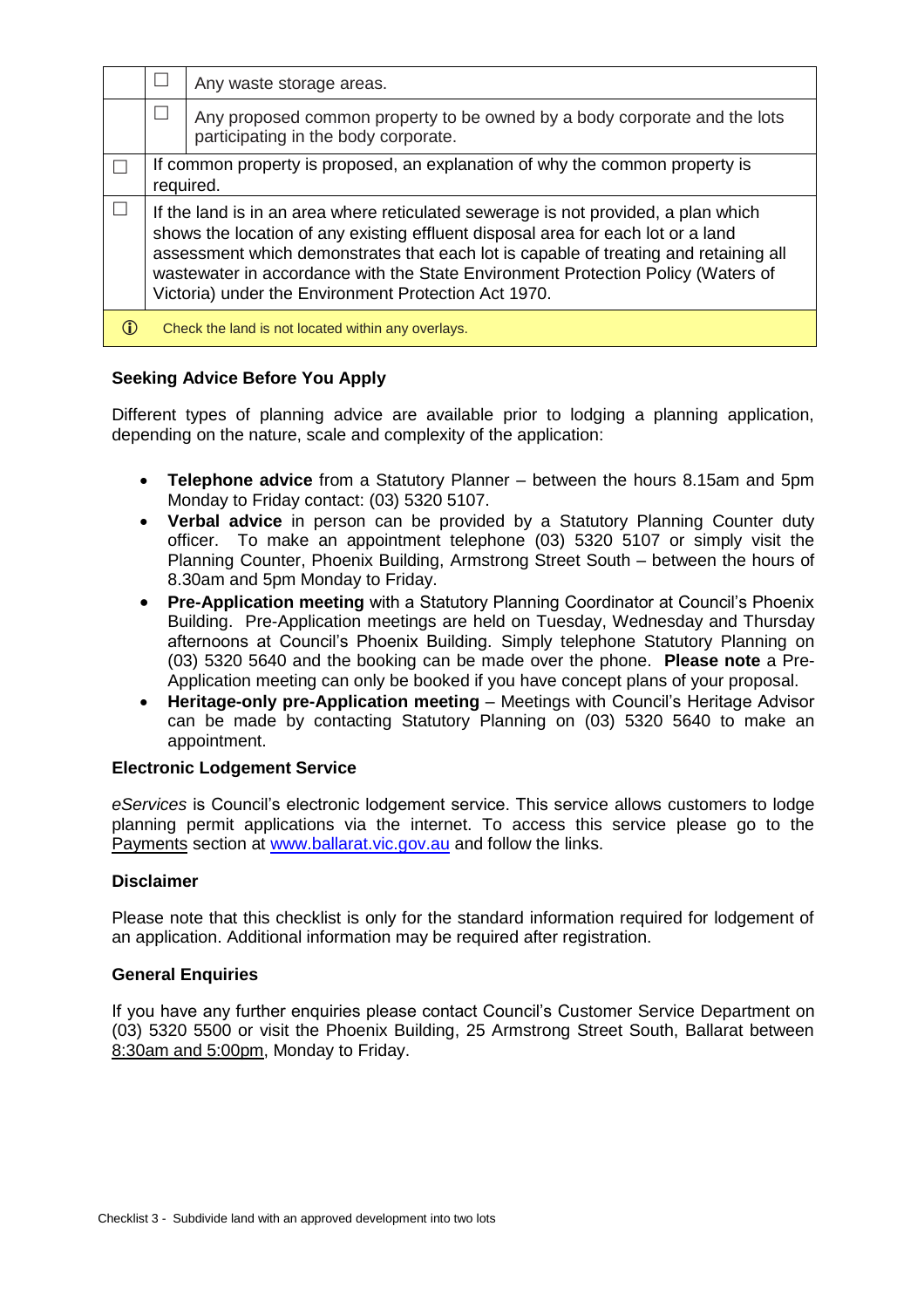| | | |
|---|---|---|
| | ☐ | Any waste storage areas. |
| | ☐ | Any proposed common property to be owned by a body corporate and the lots participating in the body corporate. |
| ☐ | If common property is proposed, an explanation of why the common property is required. | |
| ☐ | If the land is in an area where reticulated sewerage is not provided, a plan which shows the location of any existing effluent disposal area for each lot or a land assessment which demonstrates that each lot is capable of treating and retaining all wastewater in accordance with the State Environment Protection Policy (Waters of Victoria) under the Environment Protection Act 1970. | |
| ⓘ | Check the land is not located within any overlays. | |

### Seeking Advice Before You Apply

Different types of planning advice are available prior to lodging a planning application, depending on the nature, scale and complexity of the application:

- **Telephone advice** from a Statutory Planner – between the hours 8.15am and 5pm Monday to Friday contact: (03) 5320 5107.
- **Verbal advice** in person can be provided by a Statutory Planning Counter duty officer. To make an appointment telephone (03) 5320 5107 or simply visit the Planning Counter, Phoenix Building, Armstrong Street South – between the hours of 8.30am and 5pm Monday to Friday.
- **Pre-Application meeting** with a Statutory Planning Coordinator at Council's Phoenix Building. Pre-Application meetings are held on Tuesday, Wednesday and Thursday afternoons at Council's Phoenix Building. Simply telephone Statutory Planning on (03) 5320 5640 and the booking can be made over the phone. **Please note** a Pre-Application meeting can only be booked if you have concept plans of your proposal.
- **Heritage-only pre-Application meeting** – Meetings with Council's Heritage Advisor can be made by contacting Statutory Planning on (03) 5320 5640 to make an appointment.

### Electronic Lodgement Service

*eServices* is Council's electronic lodgement service. This service allows customers to lodge planning permit applications via the internet. To access this service please go to the Payments section at www.ballarat.vic.gov.au and follow the links.

### Disclaimer

Please note that this checklist is only for the standard information required for lodgement of an application. Additional information may be required after registration.

### General Enquiries

If you have any further enquiries please contact Council's Customer Service Department on (03) 5320 5500 or visit the Phoenix Building, 25 Armstrong Street South, Ballarat between 8:30am and 5:00pm, Monday to Friday.